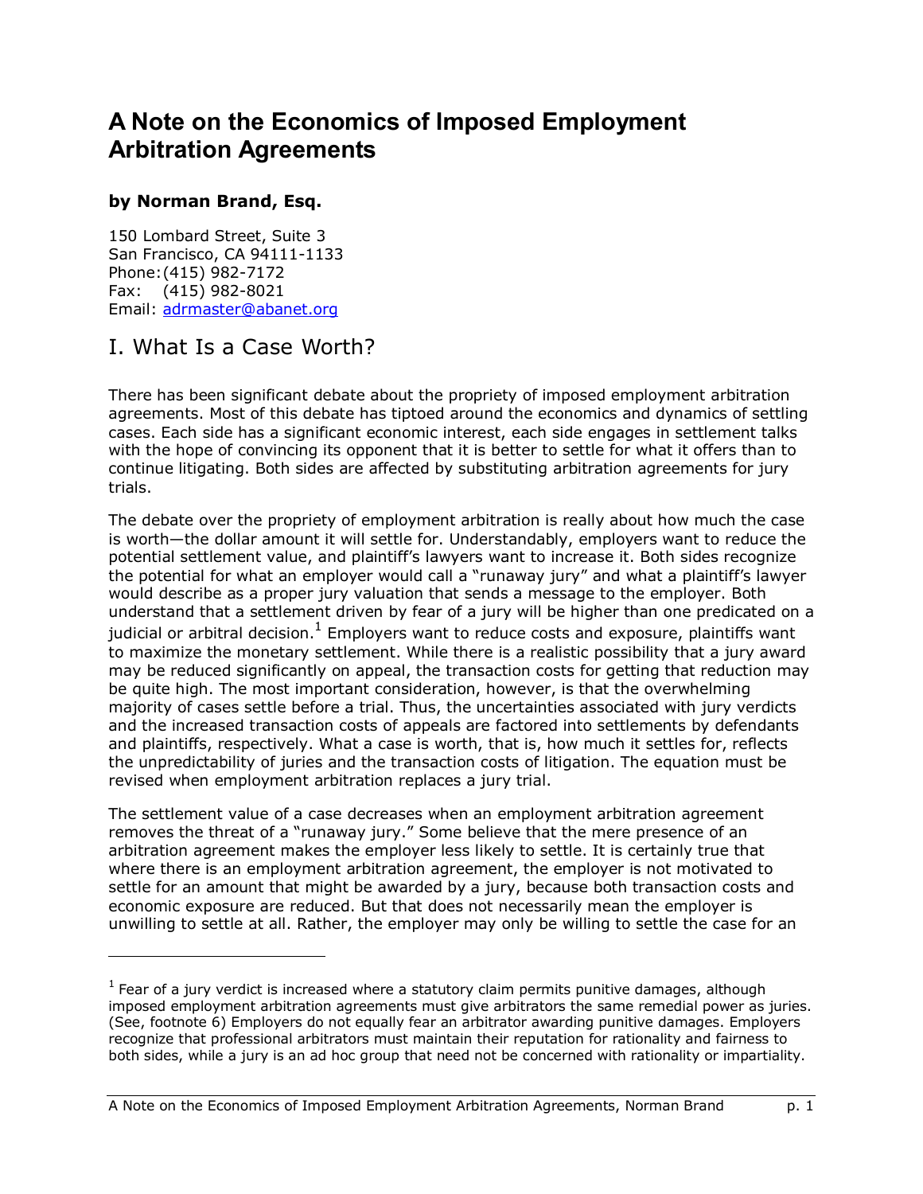# A Note on the Economics of Imposed Employment Arbitration Agreements

**by Norman Brand, Esq.**

150 Lombard Street, Suite 3
San Francisco, CA 94111-1133
Phone: (415) 982-7172
Fax: (415) 982-8021
Email: adrmaster@abanet.org

## I. What Is a Case Worth?

There has been significant debate about the propriety of imposed employment arbitration agreements. Most of this debate has tiptoed around the economics and dynamics of settling cases. Each side has a significant economic interest, each side engages in settlement talks with the hope of convincing its opponent that it is better to settle for what it offers than to continue litigating. Both sides are affected by substituting arbitration agreements for jury trials.

The debate over the propriety of employment arbitration is really about how much the case is worth—the dollar amount it will settle for. Understandably, employers want to reduce the potential settlement value, and plaintiff's lawyers want to increase it. Both sides recognize the potential for what an employer would call a "runaway jury" and what a plaintiff's lawyer would describe as a proper jury valuation that sends a message to the employer. Both understand that a settlement driven by fear of a jury will be higher than one predicated on a judicial or arbitral decision.[1] Employers want to reduce costs and exposure, plaintiffs want to maximize the monetary settlement. While there is a realistic possibility that a jury award may be reduced significantly on appeal, the transaction costs for getting that reduction may be quite high. The most important consideration, however, is that the overwhelming majority of cases settle before a trial. Thus, the uncertainties associated with jury verdicts and the increased transaction costs of appeals are factored into settlements by defendants and plaintiffs, respectively. What a case is worth, that is, how much it settles for, reflects the unpredictability of juries and the transaction costs of litigation. The equation must be revised when employment arbitration replaces a jury trial.

The settlement value of a case decreases when an employment arbitration agreement removes the threat of a "runaway jury." Some believe that the mere presence of an arbitration agreement makes the employer less likely to settle. It is certainly true that where there is an employment arbitration agreement, the employer is not motivated to settle for an amount that might be awarded by a jury, because both transaction costs and economic exposure are reduced. But that does not necessarily mean the employer is unwilling to settle at all. Rather, the employer may only be willing to settle the case for an

[1] Fear of a jury verdict is increased where a statutory claim permits punitive damages, although imposed employment arbitration agreements must give arbitrators the same remedial power as juries. (See, footnote 6) Employers do not equally fear an arbitrator awarding punitive damages. Employers recognize that professional arbitrators must maintain their reputation for rationality and fairness to both sides, while a jury is an ad hoc group that need not be concerned with rationality or impartiality.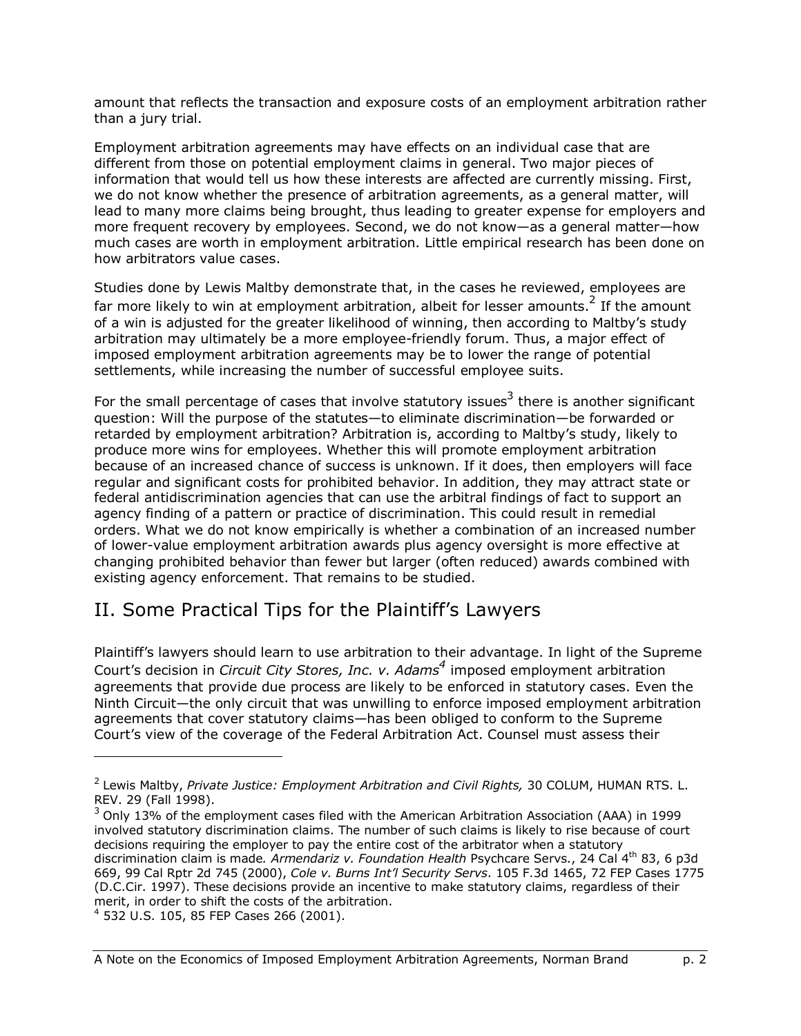amount that reflects the transaction and exposure costs of an employment arbitration rather than a jury trial.

Employment arbitration agreements may have effects on an individual case that are different from those on potential employment claims in general. Two major pieces of information that would tell us how these interests are affected are currently missing. First, we do not know whether the presence of arbitration agreements, as a general matter, will lead to many more claims being brought, thus leading to greater expense for employers and more frequent recovery by employees. Second, we do not know—as a general matter—how much cases are worth in employment arbitration. Little empirical research has been done on how arbitrators value cases.

Studies done by Lewis Maltby demonstrate that, in the cases he reviewed, employees are far more likely to win at employment arbitration, albeit for lesser amounts.[2] If the amount of a win is adjusted for the greater likelihood of winning, then according to Maltby's study arbitration may ultimately be a more employee-friendly forum. Thus, a major effect of imposed employment arbitration agreements may be to lower the range of potential settlements, while increasing the number of successful employee suits.

For the small percentage of cases that involve statutory issues[3] there is another significant question: Will the purpose of the statutes—to eliminate discrimination—be forwarded or retarded by employment arbitration? Arbitration is, according to Maltby's study, likely to produce more wins for employees. Whether this will promote employment arbitration because of an increased chance of success is unknown. If it does, then employers will face regular and significant costs for prohibited behavior. In addition, they may attract state or federal antidiscrimination agencies that can use the arbitral findings of fact to support an agency finding of a pattern or practice of discrimination. This could result in remedial orders. What we do not know empirically is whether a combination of an increased number of lower-value employment arbitration awards plus agency oversight is more effective at changing prohibited behavior than fewer but larger (often reduced) awards combined with existing agency enforcement. That remains to be studied.

## II. Some Practical Tips for the Plaintiff's Lawyers

Plaintiff's lawyers should learn to use arbitration to their advantage. In light of the Supreme Court's decision in *Circuit City Stores, Inc. v. Adams*[4] imposed employment arbitration agreements that provide due process are likely to be enforced in statutory cases. Even the Ninth Circuit—the only circuit that was unwilling to enforce imposed employment arbitration agreements that cover statutory claims—has been obliged to conform to the Supreme Court's view of the coverage of the Federal Arbitration Act. Counsel must assess their

---

[2] Lewis Maltby, *Private Justice: Employment Arbitration and Civil Rights,* 30 COLUM, HUMAN RTS. L. REV. 29 (Fall 1998).

[3] Only 13% of the employment cases filed with the American Arbitration Association (AAA) in 1999 involved statutory discrimination claims. The number of such claims is likely to rise because of court decisions requiring the employer to pay the entire cost of the arbitrator when a statutory discrimination claim is made*. Armendariz v. Foundation Health* Psychcare Servs., 24 Cal 4th 83, 6 p3d 669, 99 Cal Rptr 2d 745 (2000), *Cole v. Burns Int'l Security Servs*. 105 F.3d 1465, 72 FEP Cases 1775 (D.C.Cir. 1997). These decisions provide an incentive to make statutory claims, regardless of their merit, in order to shift the costs of the arbitration.

[4] 532 U.S. 105, 85 FEP Cases 266 (2001).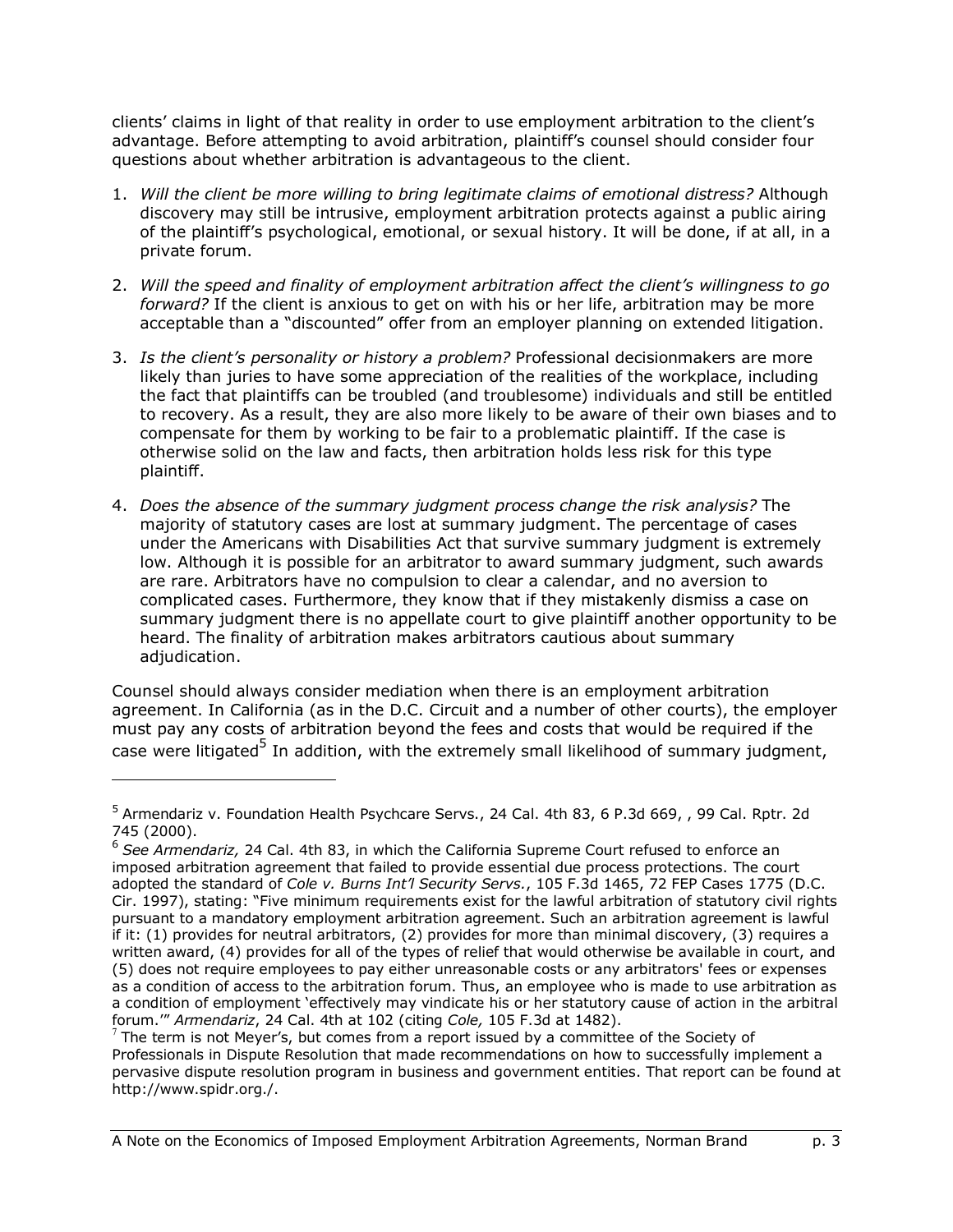clients' claims in light of that reality in order to use employment arbitration to the client's advantage. Before attempting to avoid arbitration, plaintiff's counsel should consider four questions about whether arbitration is advantageous to the client.

1. *Will the client be more willing to bring legitimate claims of emotional distress?* Although discovery may still be intrusive, employment arbitration protects against a public airing of the plaintiff's psychological, emotional, or sexual history. It will be done, if at all, in a private forum.
2. *Will the speed and finality of employment arbitration affect the client's willingness to go forward?* If the client is anxious to get on with his or her life, arbitration may be more acceptable than a "discounted" offer from an employer planning on extended litigation.
3. *Is the client's personality or history a problem?* Professional decisionmakers are more likely than juries to have some appreciation of the realities of the workplace, including the fact that plaintiffs can be troubled (and troublesome) individuals and still be entitled to recovery. As a result, they are also more likely to be aware of their own biases and to compensate for them by working to be fair to a problematic plaintiff. If the case is otherwise solid on the law and facts, then arbitration holds less risk for this type plaintiff.
4. *Does the absence of the summary judgment process change the risk analysis?* The majority of statutory cases are lost at summary judgment. The percentage of cases under the Americans with Disabilities Act that survive summary judgment is extremely low. Although it is possible for an arbitrator to award summary judgment, such awards are rare. Arbitrators have no compulsion to clear a calendar, and no aversion to complicated cases. Furthermore, they know that if they mistakenly dismiss a case on summary judgment there is no appellate court to give plaintiff another opportunity to be heard. The finality of arbitration makes arbitrators cautious about summary adjudication.

Counsel should always consider mediation when there is an employment arbitration agreement. In California (as in the D.C. Circuit and a number of other courts), the employer must pay any costs of arbitration beyond the fees and costs that would be required if the case were litigated[5] In addition, with the extremely small likelihood of summary judgment,

---

[5] Armendariz v. Foundation Health Psychcare Servs., 24 Cal. 4th 83, 6 P.3d 669, , 99 Cal. Rptr. 2d 745 (2000).

[6] *See Armendariz,* 24 Cal. 4th 83, in which the California Supreme Court refused to enforce an imposed arbitration agreement that failed to provide essential due process protections. The court adopted the standard of *Cole v. Burns Int'l Security Servs.*, 105 F.3d 1465, 72 FEP Cases 1775 (D.C. Cir. 1997), stating: "Five minimum requirements exist for the lawful arbitration of statutory civil rights pursuant to a mandatory employment arbitration agreement. Such an arbitration agreement is lawful if it: (1) provides for neutral arbitrators, (2) provides for more than minimal discovery, (3) requires a written award, (4) provides for all of the types of relief that would otherwise be available in court, and (5) does not require employees to pay either unreasonable costs or any arbitrators' fees or expenses as a condition of access to the arbitration forum. Thus, an employee who is made to use arbitration as a condition of employment 'effectively may vindicate his or her statutory cause of action in the arbitral forum.'" *Armendariz*, 24 Cal. 4th at 102 (citing *Cole,* 105 F.3d at 1482).

[7] The term is not Meyer's, but comes from a report issued by a committee of the Society of Professionals in Dispute Resolution that made recommendations on how to successfully implement a pervasive dispute resolution program in business and government entities. That report can be found at http://www.spidr.org./.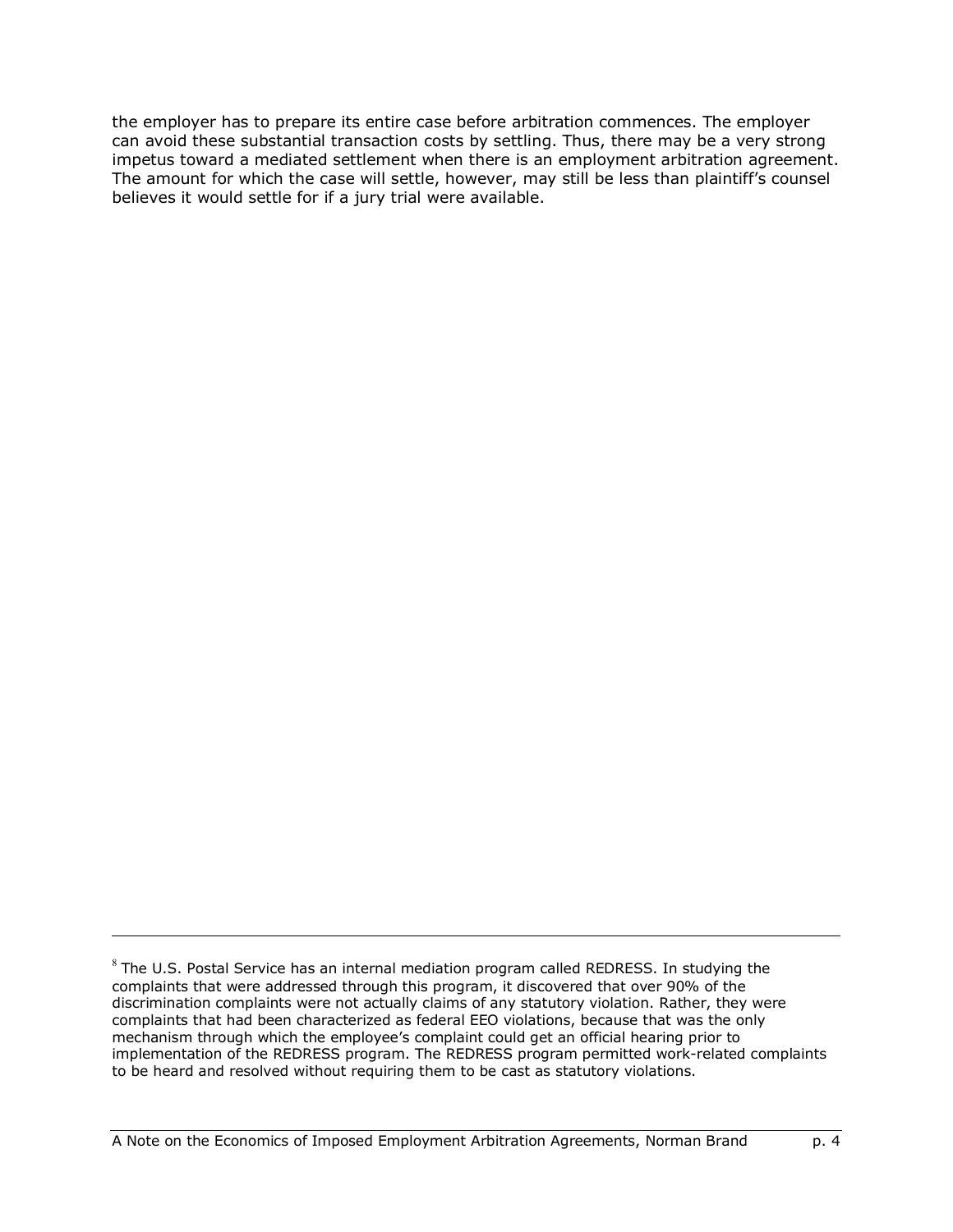the employer has to prepare its entire case before arbitration commences. The employer can avoid these substantial transaction costs by settling. Thus, there may be a very strong impetus toward a mediated settlement when there is an employment arbitration agreement. The amount for which the case will settle, however, may still be less than plaintiff's counsel believes it would settle for if a jury trial were available.

---

[8] The U.S. Postal Service has an internal mediation program called REDRESS. In studying the complaints that were addressed through this program, it discovered that over 90% of the discrimination complaints were not actually claims of any statutory violation. Rather, they were complaints that had been characterized as federal EEO violations, because that was the only mechanism through which the employee's complaint could get an official hearing prior to implementation of the REDRESS program. The REDRESS program permitted work-related complaints to be heard and resolved without requiring them to be cast as statutory violations.